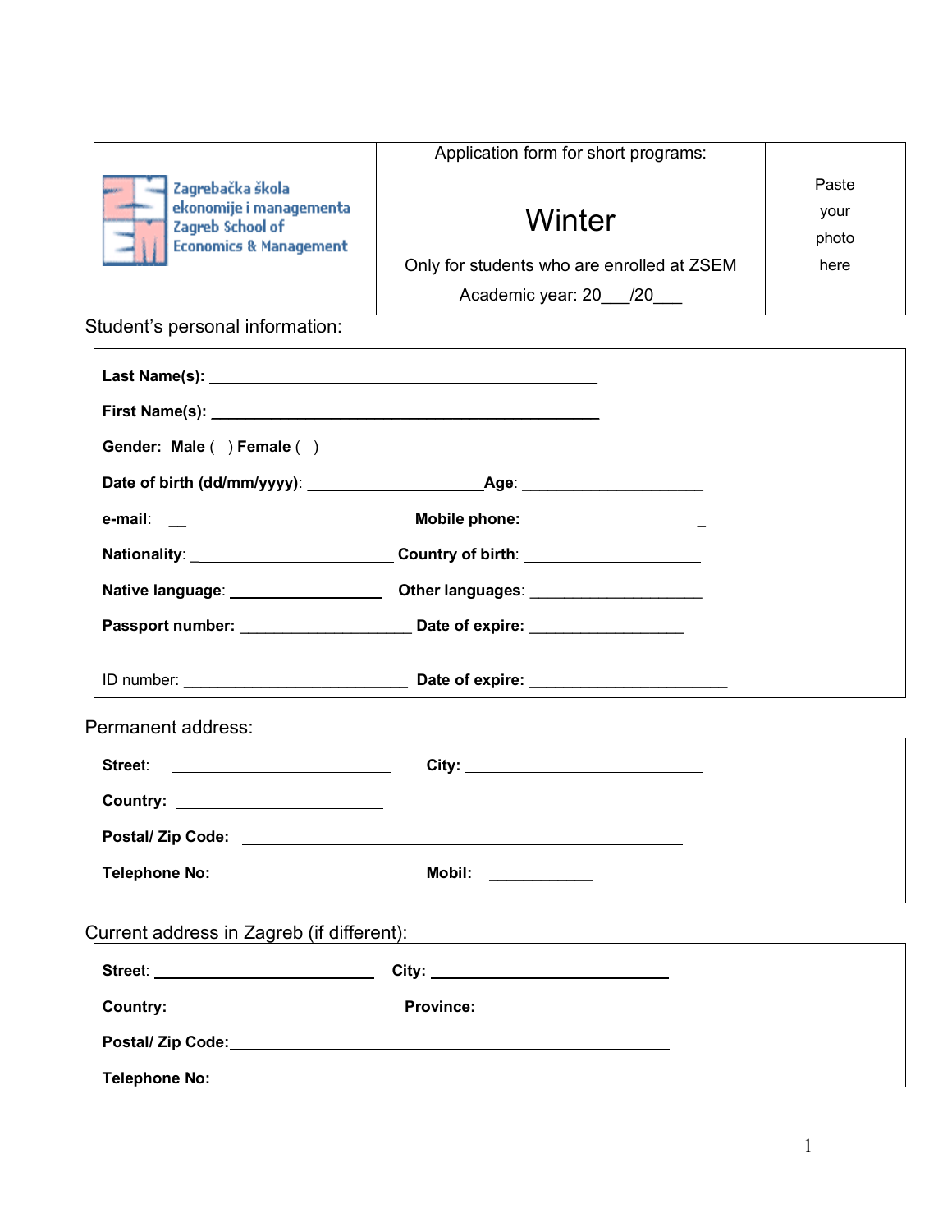| Zagrebačka škola ekonomije i managementa<br>Zagreb School of Economics & Management | Application form for short programs:<br><br>**Winter**<br><br>Only for students who are enrolled at ZSEM<br>Academic year: 20___/20___ | Paste your photo here |
|---|---|---|

Student's personal information:

**Last Name(s):** ______________________________________________

**First Name(s):** ______________________________________________

**Gender: Male** (   ) **Female** (   )

**Date of birth (dd/mm/yyyy)**: ____________________ **Age**: ____________________

**e-mail**: ___________________________ **Mobile phone:** ____________________

**Nationality**: _______________________ **Country of birth**: ____________________

**Native language**: _________________ **Other languages**: ____________________

**Passport number:** ___________________ **Date of expire:** _________________

ID number: _________________________ **Date of expire:** _____________________

Permanent address:

**Street**: _________________________ **City:** ___________________________

**Country:** _______________________

**Postal/ Zip Code:** __________________________________________________

**Telephone No:** ______________________ **Mobil:**_____________

Current address in Zagreb (if different):

**Street**: _________________________ **City:** ___________________________

**Country:** _______________________ **Province:** ______________________

**Postal/ Zip Code:**__________________________________________________

**Telephone No:**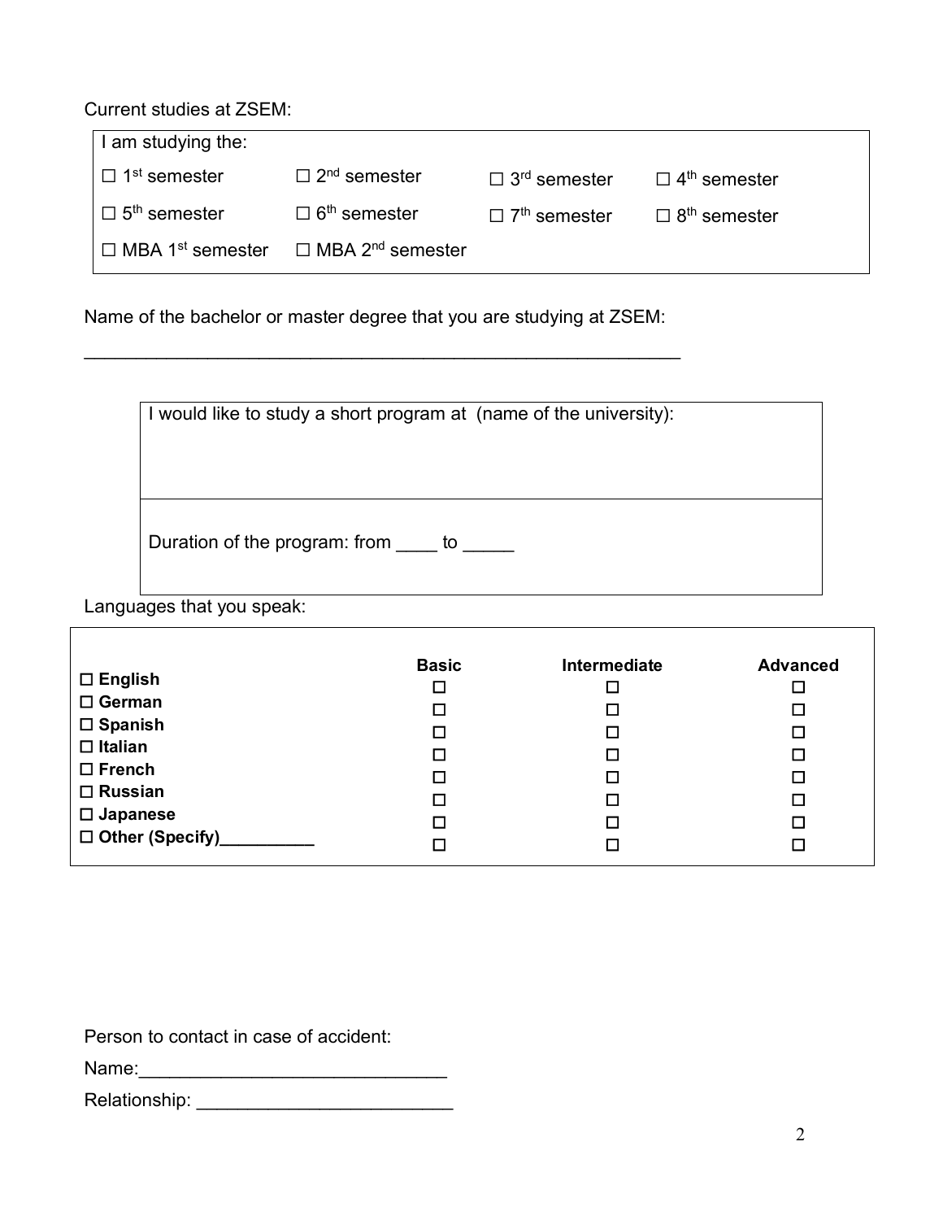Current studies at ZSEM:

| I am studying the: | | | |
|---|---|---|---|
| ☐ 1st semester | ☐ 2nd semester | ☐ 3rd semester | ☐ 4th semester |
| ☐ 5th semester | ☐ 6th semester | ☐ 7th semester | ☐ 8th semester |
| ☐ MBA 1st semester | ☐ MBA 2nd semester | | |

Name of the bachelor or master degree that you are studying at ZSEM:

____________________________________________________________

| I would like to study a short program at (name of the university): |
|---|
| Duration of the program: from ____ to _____ |

Languages that you speak:

| | Basic | Intermediate | Advanced |
|---|---|---|---|
| ☐ **English** | ☐ | ☐ | ☐ |
| ☐ **German** | ☐ | ☐ | ☐ |
| ☐ **Spanish** | ☐ | ☐ | ☐ |
| ☐ **Italian** | ☐ | ☐ | ☐ |
| ☐ **French** | ☐ | ☐ | ☐ |
| ☐ **Russian** | ☐ | ☐ | ☐ |
| ☐ **Japanese** | ☐ | ☐ | ☐ |
| ☐ **Other (Specify)__________** | ☐ | ☐ | ☐ |

Person to contact in case of accident:

Name:______________________________

Relationship: _________________________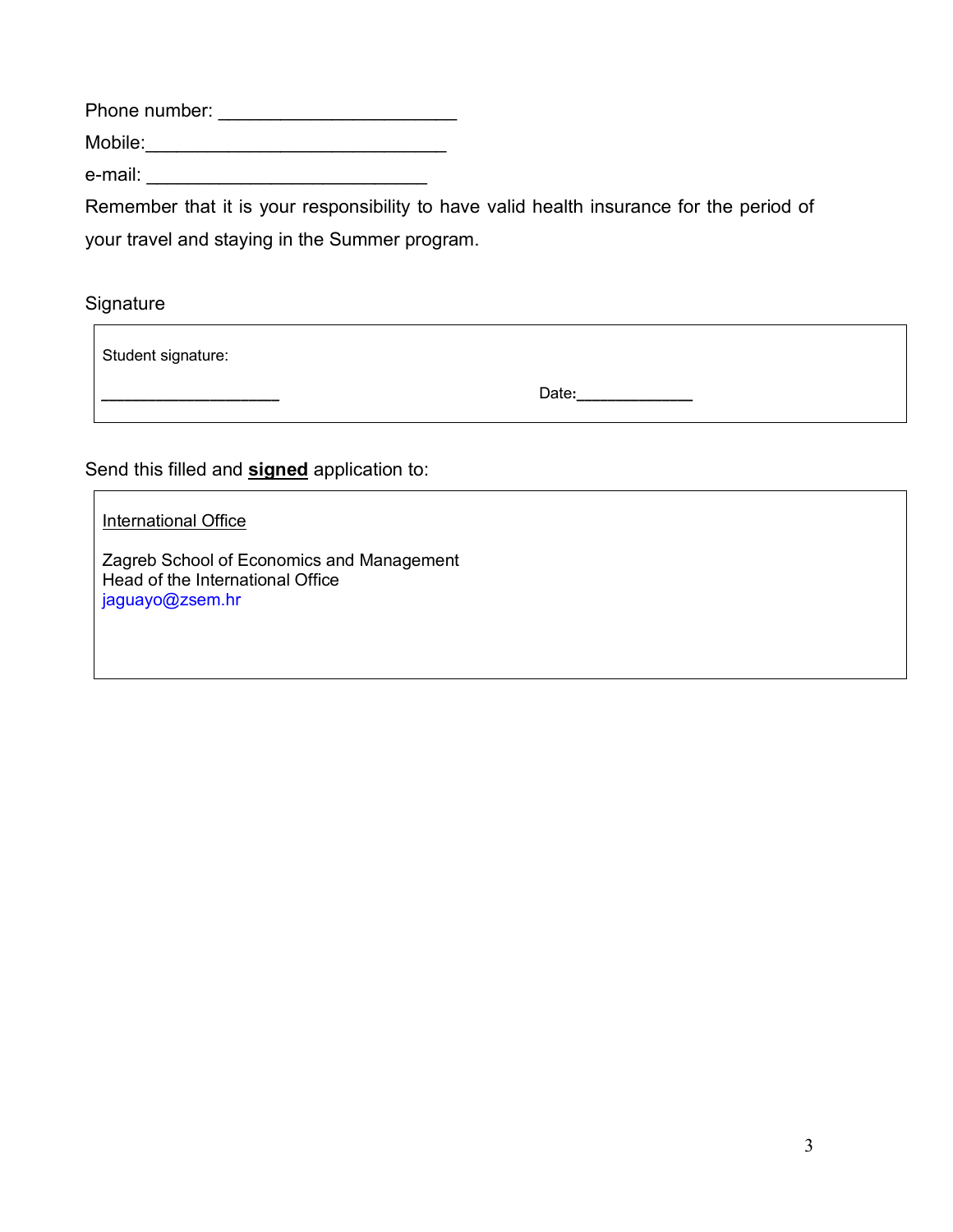Phone number: _______________________

Mobile:_____________________________

e-mail: ___________________________

Remember that it is your responsibility to have valid health insurance for the period of your travel and staying in the Summer program.

Signature

| | |
|---|---|
| Student signature:<br><br>___________________ | Date:_____________ |

Send this filled and **signed** application to:

International Office

Zagreb School of Economics and Management
Head of the International Office
jaguayo@zsem.hr